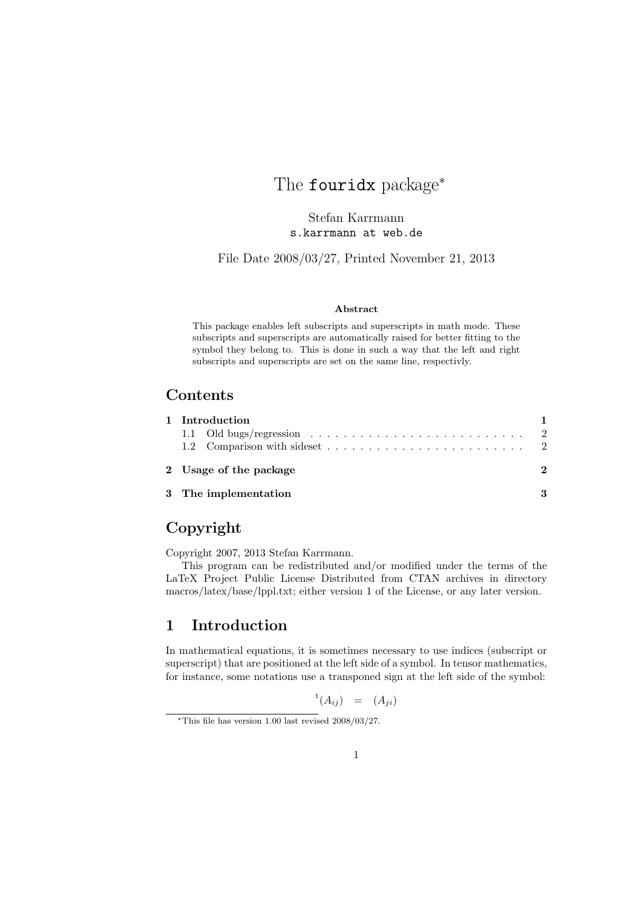# The `fouridx` package[*]

Stefan Karrmann
`s.karrmann at web.de`

File Date 2008/03/27, Printed November 21, 2013

**Abstract**

This package enables left subscripts and superscripts in math mode. These subscripts and superscripts are automatically raised for better fitting to the symbol they belong to. This is done in such a way that the left and right subscripts and superscripts are set on the same line, respectivly.

## Contents

| | |
|---|---|
| **1 Introduction** | **1** |
| 1.1 Old bugs/regression | 2 |
| 1.2 Comparison with sideset | 2 |
| **2 Usage of the package** | **2** |
| **3 The implementation** | **3** |

## Copyright

Copyright 2007, 2013 Stefan Karrmann.

This program can be redistributed and/or modified under the terms of the LaTeX Project Public License Distributed from CTAN archives in directory macros/latex/base/lppl.txt; either version 1 of the License, or any later version.

## 1 Introduction

In mathematical equations, it is sometimes necessary to use indices (subscript or superscript) that are positioned at the left side of a symbol. In tensor mathematics, for instance, some notations use a transponed sign at the left side of the symbol:

$$^{\mathrm{t}}(A_{ij}) \quad = \quad (A_{ji})$$

[*] This file has version 1.00 last revised 2008/03/27.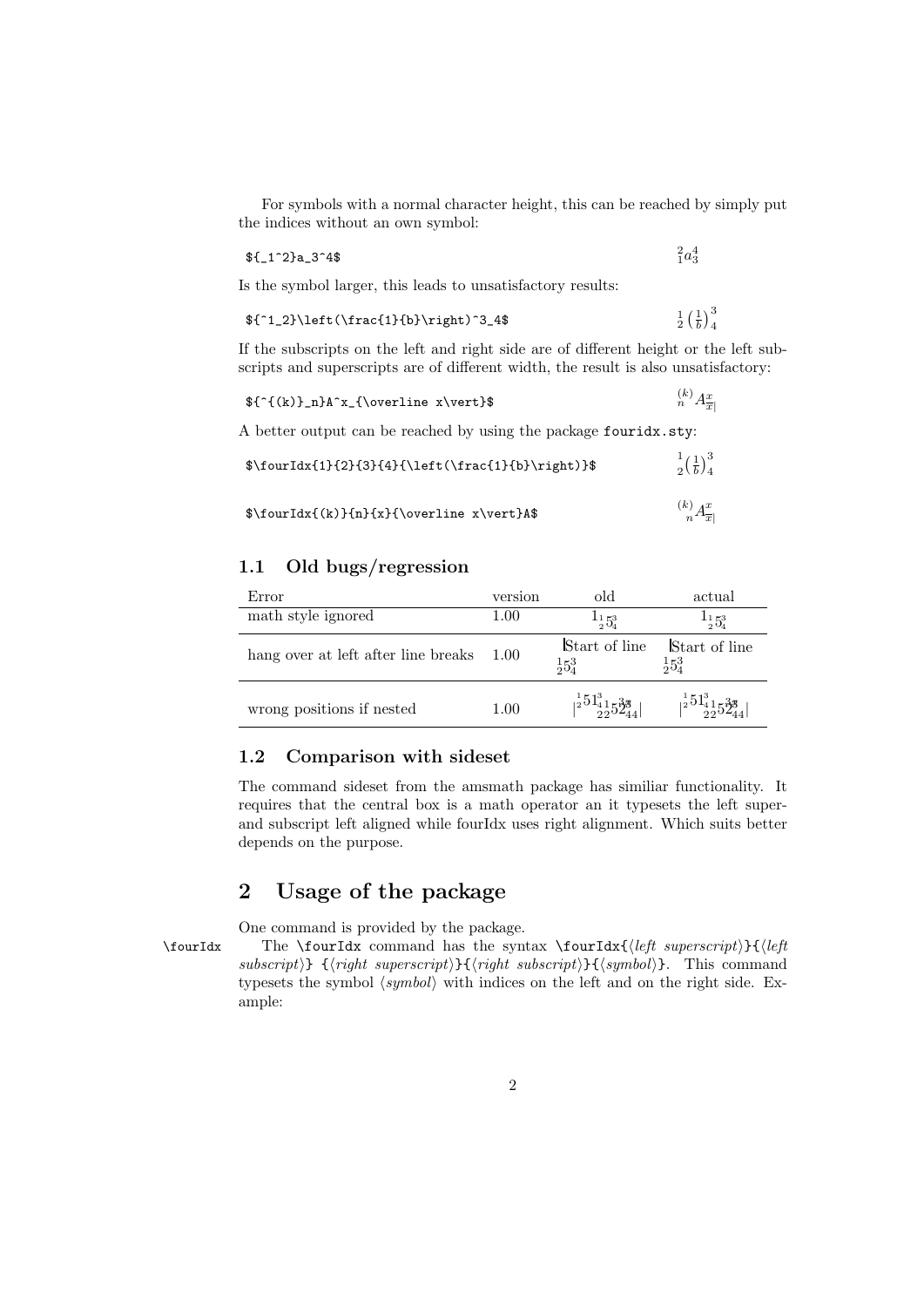For symbols with a normal character height, this can be reached by simply put the indices without an own symbol:

```
${_1^2}a_3^4$
```

${_1^2}a_3^4$

Is the symbol larger, this leads to unsatisfactory results:

```
${^1_2}\left(\frac{1}{b}\right)^3_4$
```

${^1_2}\left(\frac{1}{b}\right)^3_4$

If the subscripts on the left and right side are of different height or the left subscripts and superscripts are of different width, the result is also unsatisfactory:

```
${^{(k)}_n}A^x_{\overline x\vert}$
```

${^{(k)}_n}A^x_{\overline x\vert}$

A better output can be reached by using the package fouridx.sty:

```
$\fourIdx{1}{2}{3}{4}{\left(\frac{1}{b}\right)}$
```

${}^{1}_{2}\!\left(\frac{1}{b}\right)^{3}_{4}$

```
$\fourIdx{(k)}{n}{x}{\overline x\vert}A$
```

${}^{(k)}_{\;\;n}A^{x}_{\overline{x}|}$

## 1.1 Old bugs/regression

| Error | version | old | actual |
|---|---|---|---|
| math style ignored | 1.00 | $1_{{}^1_2 5^3_4}$ | $1_{{}^1_2 5^3_4}$ |
| hang over at left after line breaks | 1.00 | Start of line ${}^1_2 5^3_4$ | Start of line ${}^1_2 5^3_4$ |
| wrong positions if nested | 1.00 | $\vert^{1}_{2}51^{3}_{4}{}^{1}_{2}5^{3}_{4}2^{3}_{4}\vert$ | $\vert^{1}_{2}51^{3}_{4}{}^{1}_{2}5^{3}_{4}2^{3}_{4}\vert$ |

## 1.2 Comparison with sideset

The command sideset from the amsmath package has similiar functionality. It requires that the central box is a math operator an it typesets the left super- and subscript left aligned while fourIdx uses right alignment. Which suits better depends on the purpose.

# 2 Usage of the package

One command is provided by the package.

\fourIdx The `\fourIdx` command has the syntax `\fourIdx{`⟨*left superscript*⟩`}{`⟨*left subscript*⟩`} {`⟨*right superscript*⟩`}{`⟨*right subscript*⟩`}{`⟨*symbol*⟩`}`. This command typesets the symbol ⟨*symbol*⟩ with indices on the left and on the right side. Example: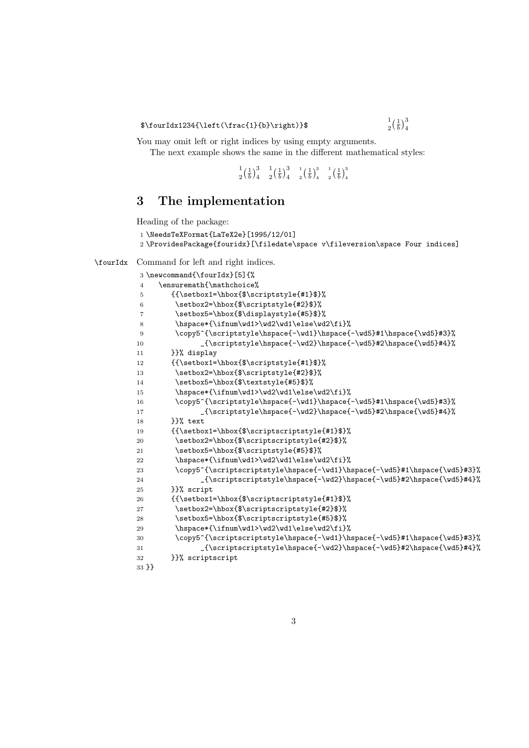`$\fourIdx1234{\left(\frac{1}{b}\right)}$` ${}^{1}_{2}\left(\frac{1}{b}\right)^{3}_{4}$

You may omit left or right indices by using empty arguments.

The next example shows the same in the different mathematical styles:

$${}^{1}_{2}\left(\frac{1}{b}\right)^{3}_{4} \quad {}^{1}_{2}\left(\frac{1}{b}\right)^{3}_{4} \quad {}^{1}_{2}\left(\frac{1}{b}\right)^{3}_{4} \quad {}^{1}_{2}\left(\frac{1}{b}\right)^{3}_{4}$$

## 3 The implementation

Heading of the package:

```
1 \NeedsTeXFormat{LaTeX2e}[1995/12/01]
2 \ProvidesPackage{fouridx}[\filedate\space v\fileversion\space Four indices]
```

\fourIdx Command for left and right indices.

```
3 \newcommand{\fourIdx}[5]{%
4   \ensuremath{\mathchoice%
5     {{\setbox1=\hbox{$\scriptstyle{#1}$}%
6      \setbox2=\hbox{$\scriptstyle{#2}$}%
7      \setbox5=\hbox{$\displaystyle{#5}$}%
8      \hspace*{\ifnum\wd1>\wd2\wd1\else\wd2\fi}%
9      \copy5^{\scriptstyle\hspace{-\wd1}\hspace{-\wd5}#1\hspace{\wd5}#3}%
10           _{\scriptstyle\hspace{-\wd2}\hspace{-\wd5}#2\hspace{\wd5}#4}%
11     }}% display
12     {{\setbox1=\hbox{$\scriptstyle{#1}$}%
13      \setbox2=\hbox{$\scriptstyle{#2}$}%
14      \setbox5=\hbox{$\textstyle{#5}$}%
15      \hspace*{\ifnum\wd1>\wd2\wd1\else\wd2\fi}%
16      \copy5^{\scriptstyle\hspace{-\wd1}\hspace{-\wd5}#1\hspace{\wd5}#3}%
17           _{\scriptstyle\hspace{-\wd2}\hspace{-\wd5}#2\hspace{\wd5}#4}%
18     }}% text
19     {{\setbox1=\hbox{$\scriptscriptstyle{#1}$}%
20      \setbox2=\hbox{$\scriptscriptstyle{#2}$}%
21      \setbox5=\hbox{$\scriptstyle{#5}$}%
22      \hspace*{\ifnum\wd1>\wd2\wd1\else\wd2\fi}%
23      \copy5^{\scriptscriptstyle\hspace{-\wd1}\hspace{-\wd5}#1\hspace{\wd5}#3}%
24           _{\scriptscriptstyle\hspace{-\wd2}\hspace{-\wd5}#2\hspace{\wd5}#4}%
25     }}% script
26     {{\setbox1=\hbox{$\scriptscriptstyle{#1}$}%
27      \setbox2=\hbox{$\scriptscriptstyle{#2}$}%
28      \setbox5=\hbox{$\scriptscriptstyle{#5}$}%
29      \hspace*{\ifnum\wd1>\wd2\wd1\else\wd2\fi}%
30      \copy5^{\scriptscriptstyle\hspace{-\wd1}\hspace{-\wd5}#1\hspace{\wd5}#3}%
31           _{\scriptscriptstyle\hspace{-\wd2}\hspace{-\wd5}#2\hspace{\wd5}#4}%
32     }}% scriptscript
33 }}
```